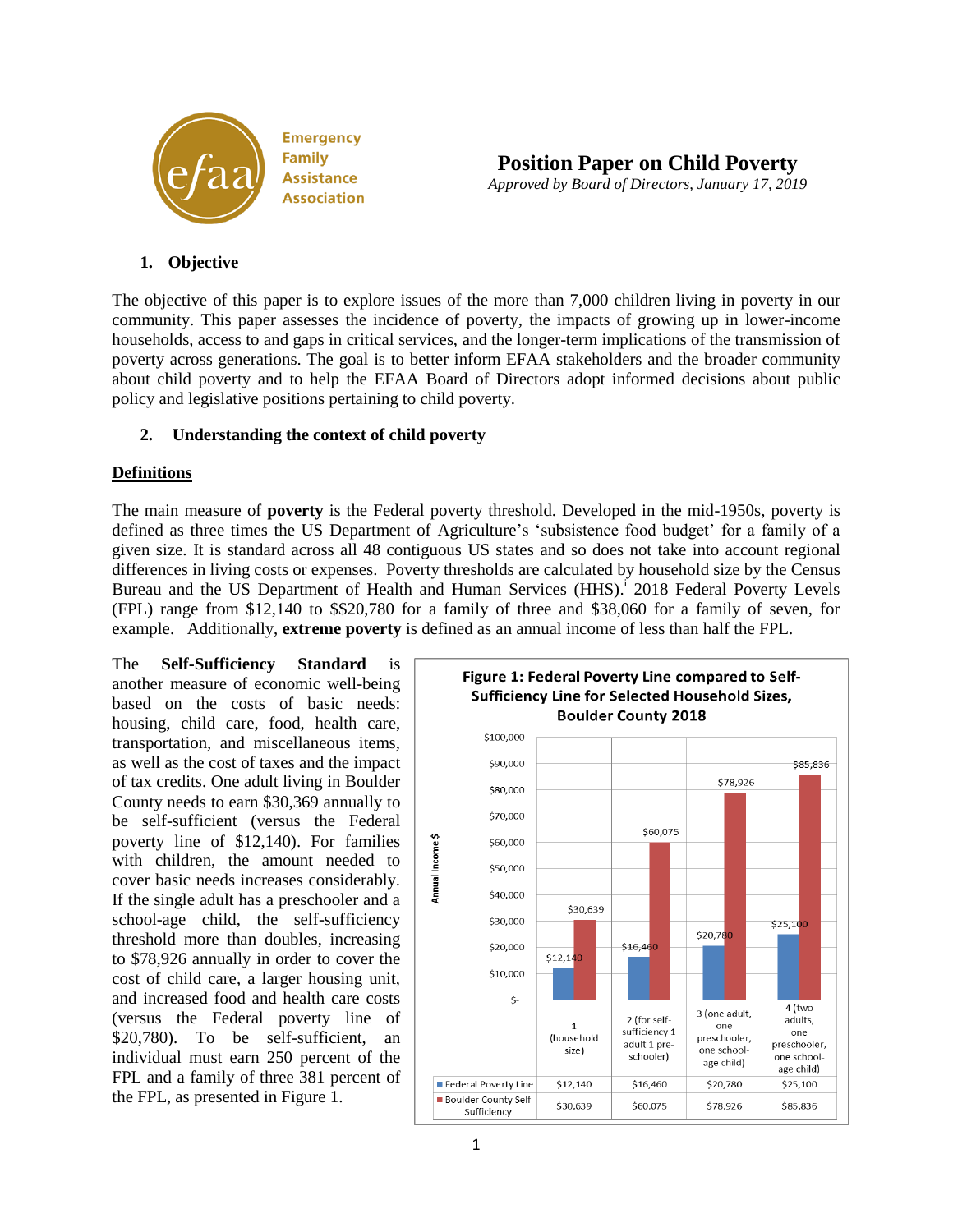Emergency Family Assistance Association

# Position Paper on Child Poverty

*Approved by Board of Directors, January 17, 2019*

## 1. Objective

The objective of this paper is to explore issues of the more than 7,000 children living in poverty in our community. This paper assesses the incidence of poverty, the impacts of growing up in lower-income households, access to and gaps in critical services, and the longer-term implications of the transmission of poverty across generations. The goal is to better inform EFAA stakeholders and the broader community about child poverty and to help the EFAA Board of Directors adopt informed decisions about public policy and legislative positions pertaining to child poverty.

## 2. Understanding the context of child poverty

### Definitions

The main measure of **poverty** is the Federal poverty threshold. Developed in the mid-1950s, poverty is defined as three times the US Department of Agriculture's 'subsistence food budget' for a family of a given size. It is standard across all 48 contiguous US states and so does not take into account regional differences in living costs or expenses. Poverty thresholds are calculated by household size by the Census Bureau and the US Department of Health and Human Services (HHS).[i] 2018 Federal Poverty Levels (FPL) range from $12,140 to $$20,780 for a family of three and $38,060 for a family of seven, for example. Additionally, **extreme poverty** is defined as an annual income of less than half the FPL.

The **Self-Sufficiency Standard** is another measure of economic well-being based on the costs of basic needs: housing, child care, food, health care, transportation, and miscellaneous items, as well as the cost of taxes and the impact of tax credits. One adult living in Boulder County needs to earn $30,369 annually to be self-sufficient (versus the Federal poverty line of $12,140). For families with children, the amount needed to cover basic needs increases considerably. If the single adult has a preschooler and a school-age child, the self-sufficiency threshold more than doubles, increasing to $78,926 annually in order to cover the cost of child care, a larger housing unit, and increased food and health care costs (versus the Federal poverty line of $20,780). To be self-sufficient, an individual must earn 250 percent of the FPL and a family of three 381 percent of the FPL, as presented in Figure 1.

**Figure 1: Federal Poverty Line compared to Self-Sufficiency Line for Selected Household Sizes, Boulder County 2018**

| | 1 (household size) | 2 (for self-sufficiency 1 adult 1 pre-schooler) | 3 (one adult, one preschooler, one school-age child) | 4 (two adults, one preschooler, one school-age child) |
|---|---|---|---|---|
| Federal Poverty Line | $12,140 | $16,460 | $20,780 | $25,100 |
| Boulder County Self Sufficiency | $30,639 | $60,075 | $78,926 | $85,836 |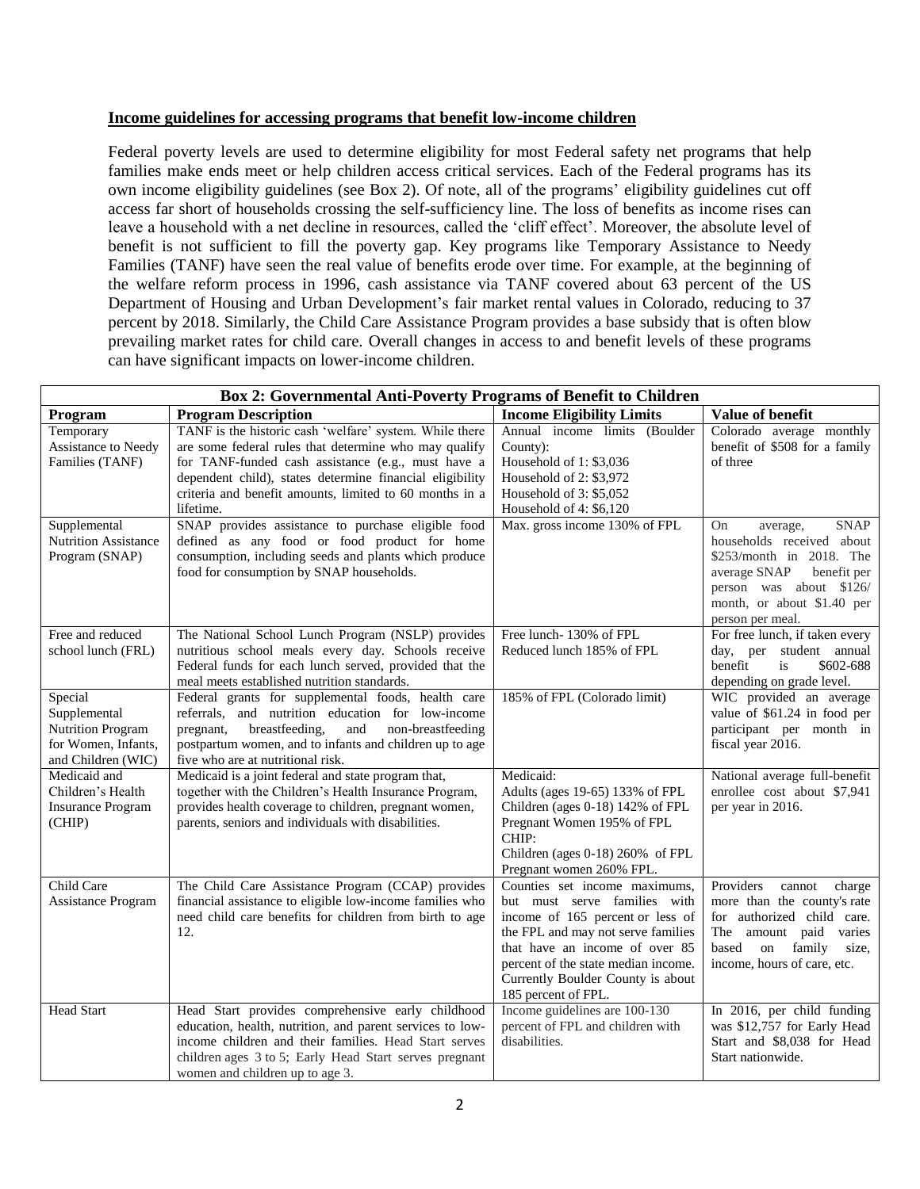**Income guidelines for accessing programs that benefit low-income children**

Federal poverty levels are used to determine eligibility for most Federal safety net programs that help families make ends meet or help children access critical services. Each of the Federal programs has its own income eligibility guidelines (see Box 2). Of note, all of the programs' eligibility guidelines cut off access far short of households crossing the self-sufficiency line. The loss of benefits as income rises can leave a household with a net decline in resources, called the 'cliff effect'. Moreover, the absolute level of benefit is not sufficient to fill the poverty gap. Key programs like Temporary Assistance to Needy Families (TANF) have seen the real value of benefits erode over time. For example, at the beginning of the welfare reform process in 1996, cash assistance via TANF covered about 63 percent of the US Department of Housing and Urban Development's fair market rental values in Colorado, reducing to 37 percent by 2018. Similarly, the Child Care Assistance Program provides a base subsidy that is often blow prevailing market rates for child care. Overall changes in access to and benefit levels of these programs can have significant impacts on lower-income children.

| Box 2: Governmental Anti-Poverty Programs of Benefit to Children | | | |
|---|---|---|---|
| **Program** | **Program Description** | **Income Eligibility Limits** | **Value of benefit** |
| Temporary Assistance to Needy Families (TANF) | TANF is the historic cash 'welfare' system. While there are some federal rules that determine who may qualify for TANF-funded cash assistance (e.g., must have a dependent child), states determine financial eligibility criteria and benefit amounts, limited to 60 months in a lifetime. | Annual income limits (Boulder County):<br>Household of 1: $3,036<br>Household of 2: $3,972<br>Household of 3: $5,052<br>Household of 4: $6,120 | Colorado average monthly benefit of $508 for a family of three |
| Supplemental Nutrition Assistance Program (SNAP) | SNAP provides assistance to purchase eligible food defined as any food or food product for home consumption, including seeds and plants which produce food for consumption by SNAP households. | Max. gross income 130% of FPL | On average, SNAP households received about $253/month in 2018. The average SNAP benefit per person was about $126/ month, or about $1.40 per person per meal. |
| Free and reduced school lunch (FRL) | The National School Lunch Program (NSLP) provides nutritious school meals every day. Schools receive Federal funds for each lunch served, provided that the meal meets established nutrition standards. | Free lunch- 130% of FPL<br>Reduced lunch 185% of FPL | For free lunch, if taken every day, per student annual benefit is $602-688 depending on grade level. |
| Special Supplemental Nutrition Program for Women, Infants, and Children (WIC) | Federal grants for supplemental foods, health care referrals, and nutrition education for low-income pregnant, breastfeeding, and non-breastfeeding postpartum women, and to infants and children up to age five who are at nutritional risk. | 185% of FPL (Colorado limit) | WIC provided an average value of $61.24 in food per participant per month in fiscal year 2016. |
| Medicaid and Children's Health Insurance Program (CHIP) | Medicaid is a joint federal and state program that, together with the Children's Health Insurance Program, provides health coverage to children, pregnant women, parents, seniors and individuals with disabilities. | Medicaid:<br>Adults (ages 19-65) 133% of FPL<br>Children (ages 0-18) 142% of FPL<br>Pregnant Women 195% of FPL<br>CHIP:<br>Children (ages 0-18) 260% of FPL<br>Pregnant women 260% FPL. | National average full-benefit enrollee cost about $7,941 per year in 2016. |
| Child Care Assistance Program | The Child Care Assistance Program (CCAP) provides financial assistance to eligible low-income families who need child care benefits for children from birth to age 12. | Counties set income maximums, but must serve families with income of 165 percent or less of the FPL and may not serve families that have an income of over 85 percent of the state median income. Currently Boulder County is about 185 percent of FPL. | Providers cannot charge more than the county's rate for authorized child care. The amount paid varies based on family size, income, hours of care, etc. |
| Head Start | Head Start provides comprehensive early childhood education, health, nutrition, and parent services to low-income children and their families. Head Start serves children ages 3 to 5; Early Head Start serves pregnant women and children up to age 3. | Income guidelines are 100-130 percent of FPL and children with disabilities. | In 2016, per child funding was $12,757 for Early Head Start and $8,038 for Head Start nationwide. |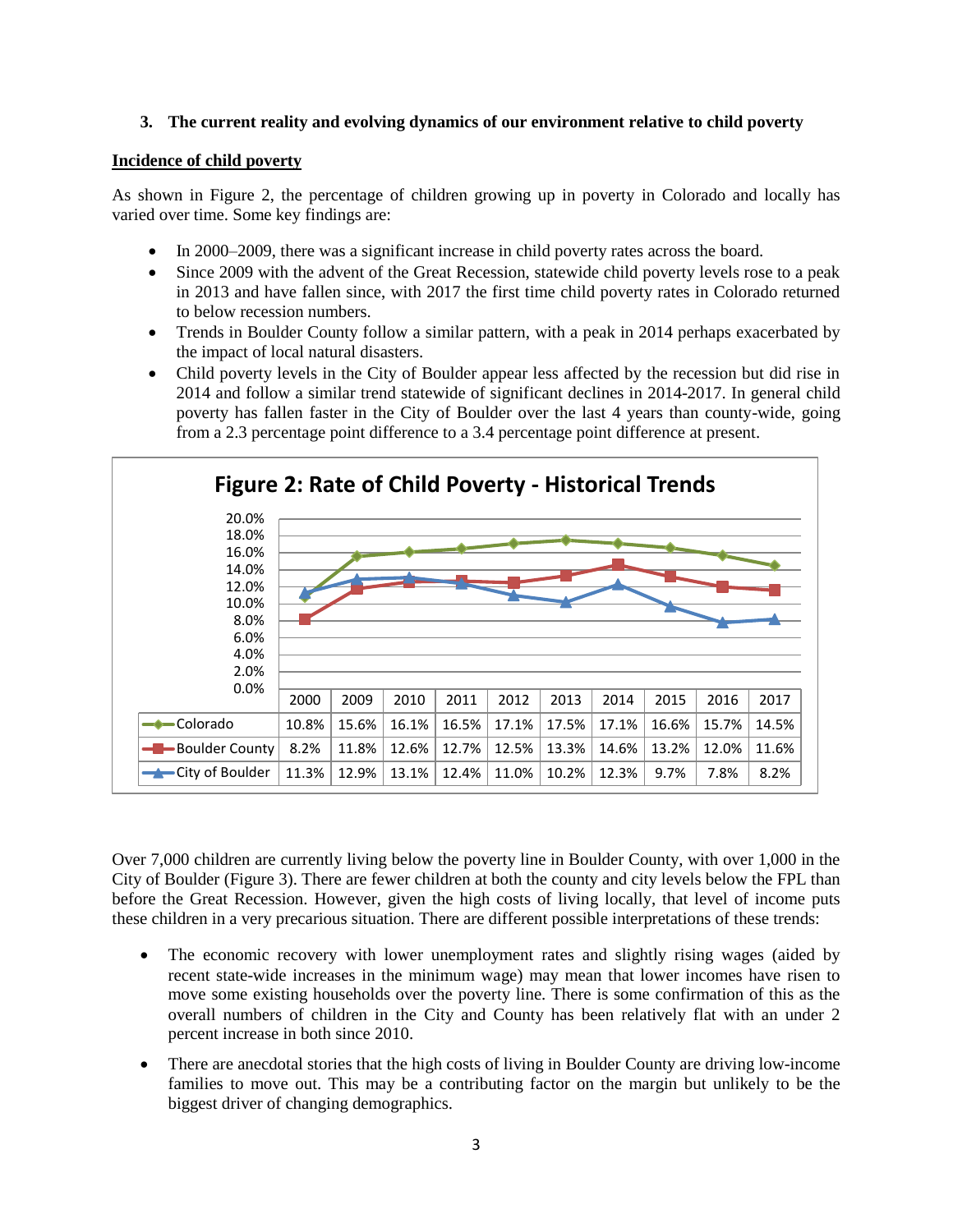**3. The current reality and evolving dynamics of our environment relative to child poverty**

**Incidence of child poverty**

As shown in Figure 2, the percentage of children growing up in poverty in Colorado and locally has varied over time. Some key findings are:

- In 2000–2009, there was a significant increase in child poverty rates across the board.
- Since 2009 with the advent of the Great Recession, statewide child poverty levels rose to a peak in 2013 and have fallen since, with 2017 the first time child poverty rates in Colorado returned to below recession numbers.
- Trends in Boulder County follow a similar pattern, with a peak in 2014 perhaps exacerbated by the impact of local natural disasters.
- Child poverty levels in the City of Boulder appear less affected by the recession but did rise in 2014 and follow a similar trend statewide of significant declines in 2014-2017. In general child poverty has fallen faster in the City of Boulder over the last 4 years than county-wide, going from a 2.3 percentage point difference to a 3.4 percentage point difference at present.

**Figure 2: Rate of Child Poverty - Historical Trends**

| | 2000 | 2009 | 2010 | 2011 | 2012 | 2013 | 2014 | 2015 | 2016 | 2017 |
|---|---|---|---|---|---|---|---|---|---|---|
| Colorado | 10.8% | 15.6% | 16.1% | 16.5% | 17.1% | 17.5% | 17.1% | 16.6% | 15.7% | 14.5% |
| Boulder County | 8.2% | 11.8% | 12.6% | 12.7% | 12.5% | 13.3% | 14.6% | 13.2% | 12.0% | 11.6% |
| City of Boulder | 11.3% | 12.9% | 13.1% | 12.4% | 11.0% | 10.2% | 12.3% | 9.7% | 7.8% | 8.2% |

Over 7,000 children are currently living below the poverty line in Boulder County, with over 1,000 in the City of Boulder (Figure 3). There are fewer children at both the county and city levels below the FPL than before the Great Recession. However, given the high costs of living locally, that level of income puts these children in a very precarious situation. There are different possible interpretations of these trends:

- The economic recovery with lower unemployment rates and slightly rising wages (aided by recent state-wide increases in the minimum wage) may mean that lower incomes have risen to move some existing households over the poverty line. There is some confirmation of this as the overall numbers of children in the City and County has been relatively flat with an under 2 percent increase in both since 2010.

- There are anecdotal stories that the high costs of living in Boulder County are driving low-income families to move out. This may be a contributing factor on the margin but unlikely to be the biggest driver of changing demographics.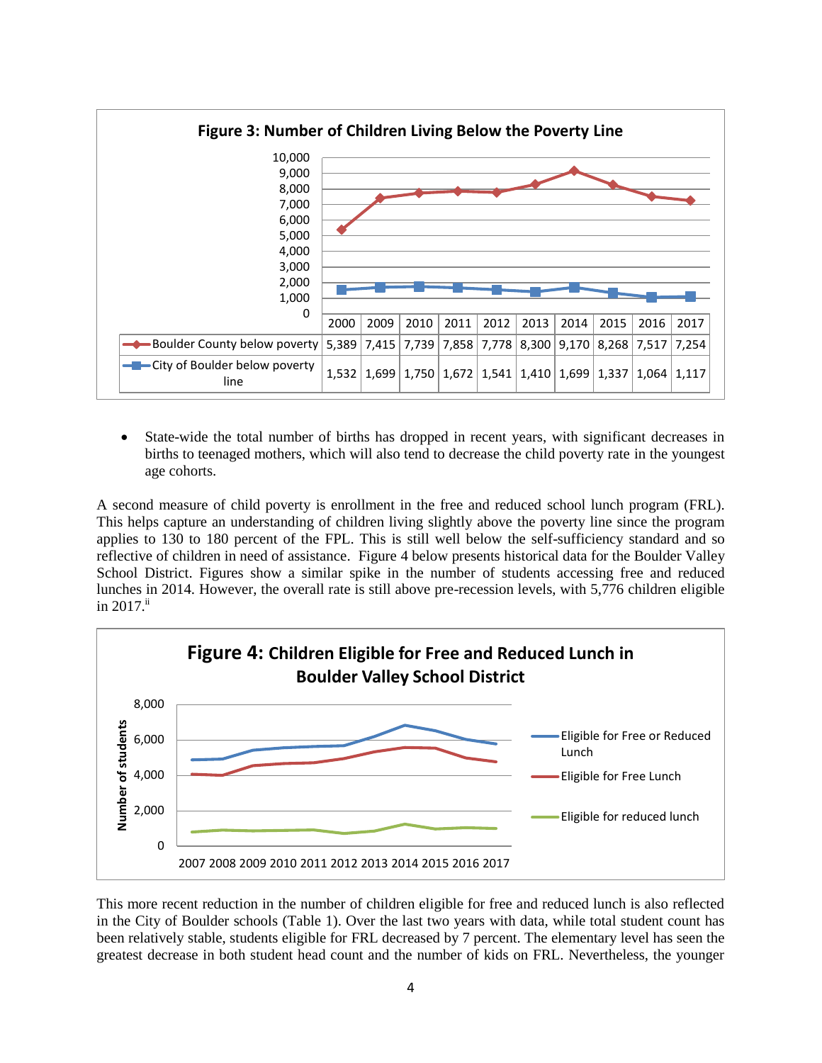**Figure 3: Number of Children Living Below the Poverty Line**

| | 2000 | 2009 | 2010 | 2011 | 2012 | 2013 | 2014 | 2015 | 2016 | 2017 |
|---|---|---|---|---|---|---|---|---|---|---|
| Boulder County below poverty | 5,389 | 7,415 | 7,739 | 7,858 | 7,778 | 8,300 | 9,170 | 8,268 | 7,517 | 7,254 |
| City of Boulder below poverty line | 1,532 | 1,699 | 1,750 | 1,672 | 1,541 | 1,410 | 1,699 | 1,337 | 1,064 | 1,117 |

- State-wide the total number of births has dropped in recent years, with significant decreases in births to teenaged mothers, which will also tend to decrease the child poverty rate in the youngest age cohorts.

A second measure of child poverty is enrollment in the free and reduced school lunch program (FRL). This helps capture an understanding of children living slightly above the poverty line since the program applies to 130 to 180 percent of the FPL. This is still well below the self-sufficiency standard and so reflective of children in need of assistance. Figure 4 below presents historical data for the Boulder Valley School District. Figures show a similar spike in the number of students accessing free and reduced lunches in 2014. However, the overall rate is still above pre-recession levels, with 5,776 children eligible in 2017.[ii]

**Figure 4: Children Eligible for Free and Reduced Lunch in Boulder Valley School District**

This more recent reduction in the number of children eligible for free and reduced lunch is also reflected in the City of Boulder schools (Table 1). Over the last two years with data, while total student count has been relatively stable, students eligible for FRL decreased by 7 percent. The elementary level has seen the greatest decrease in both student head count and the number of kids on FRL. Nevertheless, the younger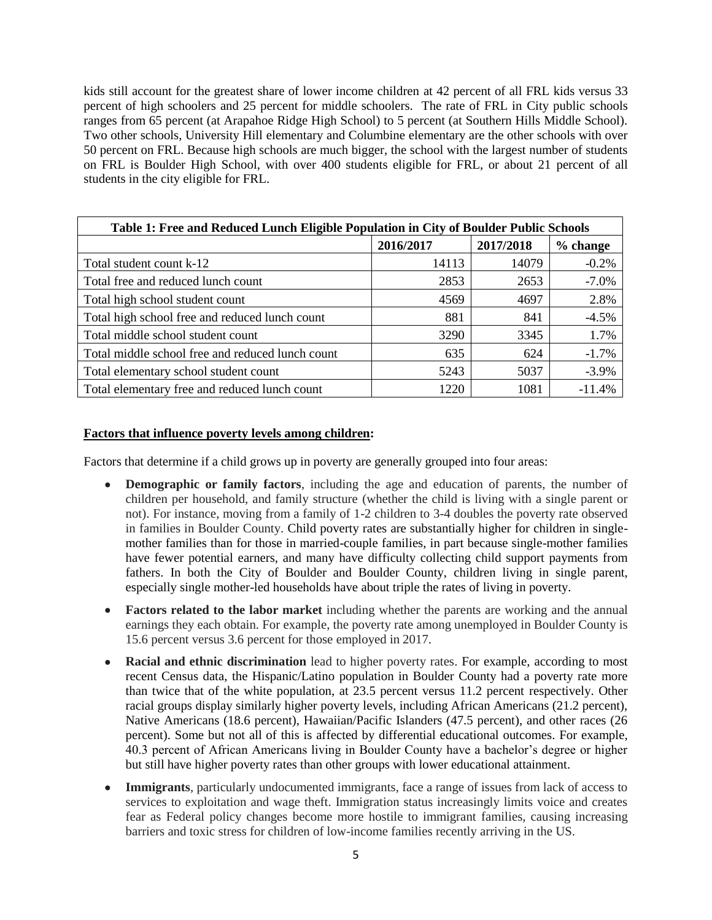kids still account for the greatest share of lower income children at 42 percent of all FRL kids versus 33 percent of high schoolers and 25 percent for middle schoolers. The rate of FRL in City public schools ranges from 65 percent (at Arapahoe Ridge High School) to 5 percent (at Southern Hills Middle School). Two other schools, University Hill elementary and Columbine elementary are the other schools with over 50 percent on FRL. Because high schools are much bigger, the school with the largest number of students on FRL is Boulder High School, with over 400 students eligible for FRL, or about 21 percent of all students in the city eligible for FRL.

| Table 1: Free and Reduced Lunch Eligible Population in City of Boulder Public Schools | | | |
|---|---|---|---|
| | 2016/2017 | 2017/2018 | % change |
| Total student count k-12 | 14113 | 14079 | -0.2% |
| Total free and reduced lunch count | 2853 | 2653 | -7.0% |
| Total high school student count | 4569 | 4697 | 2.8% |
| Total high school free and reduced lunch count | 881 | 841 | -4.5% |
| Total middle school student count | 3290 | 3345 | 1.7% |
| Total middle school free and reduced lunch count | 635 | 624 | -1.7% |
| Total elementary school student count | 5243 | 5037 | -3.9% |
| Total elementary free and reduced lunch count | 1220 | 1081 | -11.4% |

**Factors that influence poverty levels among children:**

Factors that determine if a child grows up in poverty are generally grouped into four areas:

- **Demographic or family factors**, including the age and education of parents, the number of children per household, and family structure (whether the child is living with a single parent or not). For instance, moving from a family of 1-2 children to 3-4 doubles the poverty rate observed in families in Boulder County. Child poverty rates are substantially higher for children in single-mother families than for those in married-couple families, in part because single-mother families have fewer potential earners, and many have difficulty collecting child support payments from fathers. In both the City of Boulder and Boulder County, children living in single parent, especially single mother-led households have about triple the rates of living in poverty.
- **Factors related to the labor market** including whether the parents are working and the annual earnings they each obtain. For example, the poverty rate among unemployed in Boulder County is 15.6 percent versus 3.6 percent for those employed in 2017.
- **Racial and ethnic discrimination** lead to higher poverty rates. For example, according to most recent Census data, the Hispanic/Latino population in Boulder County had a poverty rate more than twice that of the white population, at 23.5 percent versus 11.2 percent respectively. Other racial groups display similarly higher poverty levels, including African Americans (21.2 percent), Native Americans (18.6 percent), Hawaiian/Pacific Islanders (47.5 percent), and other races (26 percent). Some but not all of this is affected by differential educational outcomes. For example, 40.3 percent of African Americans living in Boulder County have a bachelor's degree or higher but still have higher poverty rates than other groups with lower educational attainment.
- **Immigrants**, particularly undocumented immigrants, face a range of issues from lack of access to services to exploitation and wage theft. Immigration status increasingly limits voice and creates fear as Federal policy changes become more hostile to immigrant families, causing increasing barriers and toxic stress for children of low-income families recently arriving in the US.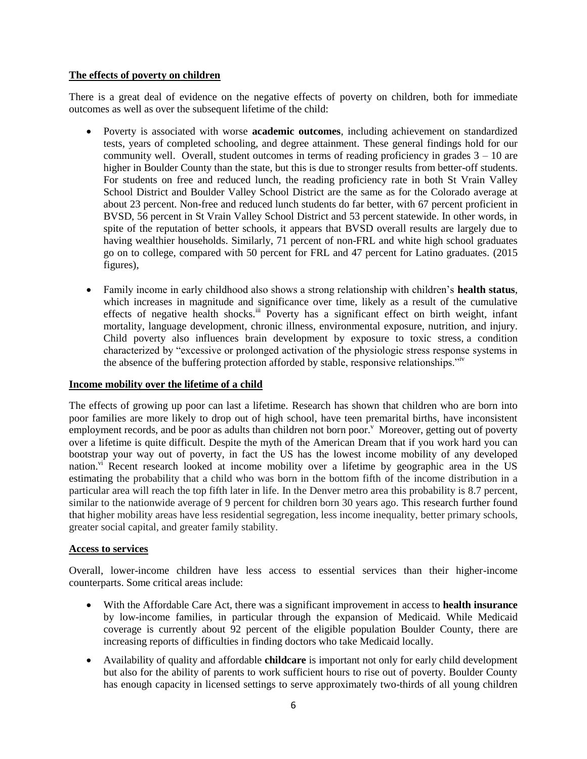**The effects of poverty on children**

There is a great deal of evidence on the negative effects of poverty on children, both for immediate outcomes as well as over the subsequent lifetime of the child:

- Poverty is associated with worse **academic outcomes**, including achievement on standardized tests, years of completed schooling, and degree attainment. These general findings hold for our community well. Overall, student outcomes in terms of reading proficiency in grades 3 – 10 are higher in Boulder County than the state, but this is due to stronger results from better-off students. For students on free and reduced lunch, the reading proficiency rate in both St Vrain Valley School District and Boulder Valley School District are the same as for the Colorado average at about 23 percent. Non-free and reduced lunch students do far better, with 67 percent proficient in BVSD, 56 percent in St Vrain Valley School District and 53 percent statewide. In other words, in spite of the reputation of better schools, it appears that BVSD overall results are largely due to having wealthier households. Similarly, 71 percent of non-FRL and white high school graduates go on to college, compared with 50 percent for FRL and 47 percent for Latino graduates. (2015 figures),

- Family income in early childhood also shows a strong relationship with children's **health status**, which increases in magnitude and significance over time, likely as a result of the cumulative effects of negative health shocks.[iii] Poverty has a significant effect on birth weight, infant mortality, language development, chronic illness, environmental exposure, nutrition, and injury. Child poverty also influences brain development by exposure to toxic stress, a condition characterized by "excessive or prolonged activation of the physiologic stress response systems in the absence of the buffering protection afforded by stable, responsive relationships."[iv]

**Income mobility over the lifetime of a child**

The effects of growing up poor can last a lifetime. Research has shown that children who are born into poor families are more likely to drop out of high school, have teen premarital births, have inconsistent employment records, and be poor as adults than children not born poor.[v] Moreover, getting out of poverty over a lifetime is quite difficult. Despite the myth of the American Dream that if you work hard you can bootstrap your way out of poverty, in fact the US has the lowest income mobility of any developed nation.[vi] Recent research looked at income mobility over a lifetime by geographic area in the US estimating the probability that a child who was born in the bottom fifth of the income distribution in a particular area will reach the top fifth later in life. In the Denver metro area this probability is 8.7 percent, similar to the nationwide average of 9 percent for children born 30 years ago. This research further found that higher mobility areas have less residential segregation, less income inequality, better primary schools, greater social capital, and greater family stability.

**Access to services**

Overall, lower-income children have less access to essential services than their higher-income counterparts. Some critical areas include:

- With the Affordable Care Act, there was a significant improvement in access to **health insurance** by low-income families, in particular through the expansion of Medicaid. While Medicaid coverage is currently about 92 percent of the eligible population Boulder County, there are increasing reports of difficulties in finding doctors who take Medicaid locally.

- Availability of quality and affordable **childcare** is important not only for early child development but also for the ability of parents to work sufficient hours to rise out of poverty. Boulder County has enough capacity in licensed settings to serve approximately two-thirds of all young children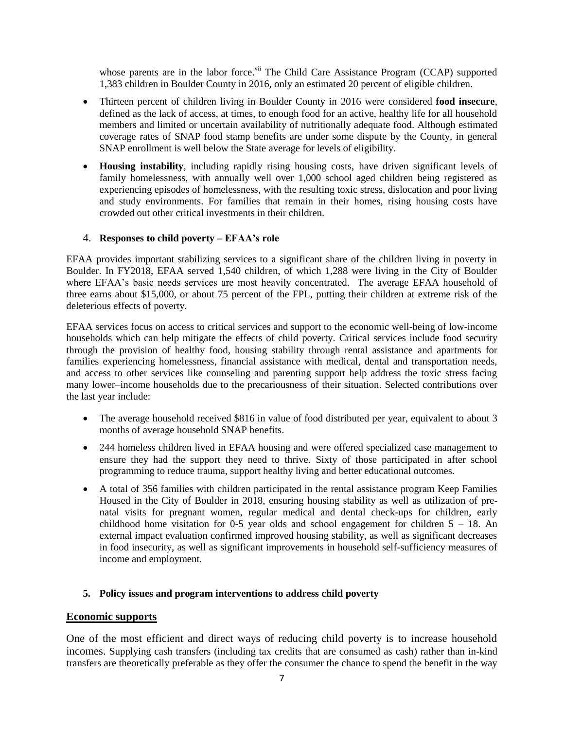whose parents are in the labor force.[vii] The Child Care Assistance Program (CCAP) supported 1,383 children in Boulder County in 2016, only an estimated 20 percent of eligible children.

- Thirteen percent of children living in Boulder County in 2016 were considered **food insecure**, defined as the lack of access, at times, to enough food for an active, healthy life for all household members and limited or uncertain availability of nutritionally adequate food. Although estimated coverage rates of SNAP food stamp benefits are under some dispute by the County, in general SNAP enrollment is well below the State average for levels of eligibility.
- **Housing instability**, including rapidly rising housing costs, have driven significant levels of family homelessness, with annually well over 1,000 school aged children being registered as experiencing episodes of homelessness, with the resulting toxic stress, dislocation and poor living and study environments. For families that remain in their homes, rising housing costs have crowded out other critical investments in their children.

4. **Responses to child poverty – EFAA's role**

EFAA provides important stabilizing services to a significant share of the children living in poverty in Boulder. In FY2018, EFAA served 1,540 children, of which 1,288 were living in the City of Boulder where EFAA's basic needs services are most heavily concentrated. The average EFAA household of three earns about $15,000, or about 75 percent of the FPL, putting their children at extreme risk of the deleterious effects of poverty.

EFAA services focus on access to critical services and support to the economic well-being of low-income households which can help mitigate the effects of child poverty. Critical services include food security through the provision of healthy food, housing stability through rental assistance and apartments for families experiencing homelessness, financial assistance with medical, dental and transportation needs, and access to other services like counseling and parenting support help address the toxic stress facing many lower–income households due to the precariousness of their situation. Selected contributions over the last year include:

- The average household received $816 in value of food distributed per year, equivalent to about 3 months of average household SNAP benefits.
- 244 homeless children lived in EFAA housing and were offered specialized case management to ensure they had the support they need to thrive. Sixty of those participated in after school programming to reduce trauma, support healthy living and better educational outcomes.
- A total of 356 families with children participated in the rental assistance program Keep Families Housed in the City of Boulder in 2018, ensuring housing stability as well as utilization of pre-natal visits for pregnant women, regular medical and dental check-ups for children, early childhood home visitation for 0-5 year olds and school engagement for children 5 – 18. An external impact evaluation confirmed improved housing stability, as well as significant decreases in food insecurity, as well as significant improvements in household self-sufficiency measures of income and employment.

5. **Policy issues and program interventions to address child poverty**

## Economic supports

One of the most efficient and direct ways of reducing child poverty is to increase household incomes. Supplying cash transfers (including tax credits that are consumed as cash) rather than in-kind transfers are theoretically preferable as they offer the consumer the chance to spend the benefit in the way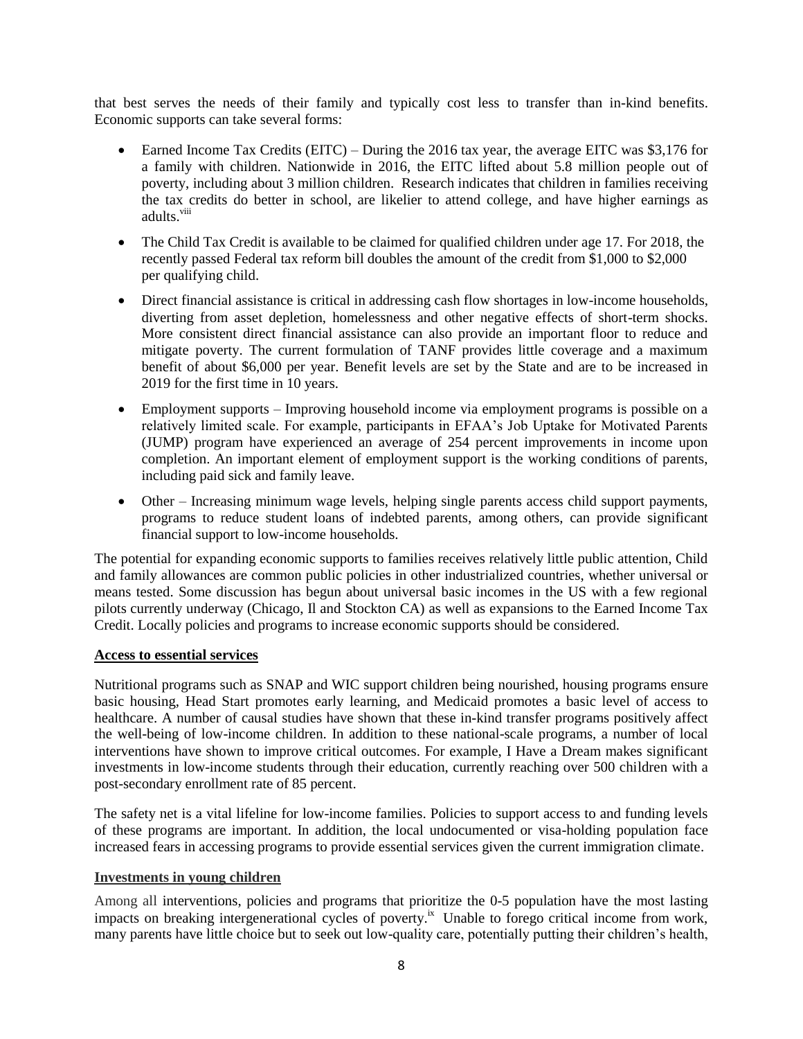that best serves the needs of their family and typically cost less to transfer than in-kind benefits. Economic supports can take several forms:

- Earned Income Tax Credits (EITC) – During the 2016 tax year, the average EITC was $3,176 for a family with children. Nationwide in 2016, the EITC lifted about 5.8 million people out of poverty, including about 3 million children. Research indicates that children in families receiving the tax credits do better in school, are likelier to attend college, and have higher earnings as adults.[viii]
- The Child Tax Credit is available to be claimed for qualified children under age 17. For 2018, the recently passed Federal tax reform bill doubles the amount of the credit from $1,000 to $2,000 per qualifying child.
- Direct financial assistance is critical in addressing cash flow shortages in low-income households, diverting from asset depletion, homelessness and other negative effects of short-term shocks. More consistent direct financial assistance can also provide an important floor to reduce and mitigate poverty. The current formulation of TANF provides little coverage and a maximum benefit of about $6,000 per year. Benefit levels are set by the State and are to be increased in 2019 for the first time in 10 years.
- Employment supports – Improving household income via employment programs is possible on a relatively limited scale. For example, participants in EFAA's Job Uptake for Motivated Parents (JUMP) program have experienced an average of 254 percent improvements in income upon completion. An important element of employment support is the working conditions of parents, including paid sick and family leave.
- Other – Increasing minimum wage levels, helping single parents access child support payments, programs to reduce student loans of indebted parents, among others, can provide significant financial support to low-income households.

The potential for expanding economic supports to families receives relatively little public attention, Child and family allowances are common public policies in other industrialized countries, whether universal or means tested. Some discussion has begun about universal basic incomes in the US with a few regional pilots currently underway (Chicago, Il and Stockton CA) as well as expansions to the Earned Income Tax Credit. Locally policies and programs to increase economic supports should be considered.

**Access to essential services**

Nutritional programs such as SNAP and WIC support children being nourished, housing programs ensure basic housing, Head Start promotes early learning, and Medicaid promotes a basic level of access to healthcare. A number of causal studies have shown that these in-kind transfer programs positively affect the well-being of low-income children. In addition to these national-scale programs, a number of local interventions have shown to improve critical outcomes. For example, I Have a Dream makes significant investments in low-income students through their education, currently reaching over 500 children with a post-secondary enrollment rate of 85 percent.

The safety net is a vital lifeline for low-income families. Policies to support access to and funding levels of these programs are important. In addition, the local undocumented or visa-holding population face increased fears in accessing programs to provide essential services given the current immigration climate.

**Investments in young children**

Among all interventions, policies and programs that prioritize the 0-5 population have the most lasting impacts on breaking intergenerational cycles of poverty.[ix] Unable to forego critical income from work, many parents have little choice but to seek out low-quality care, potentially putting their children's health,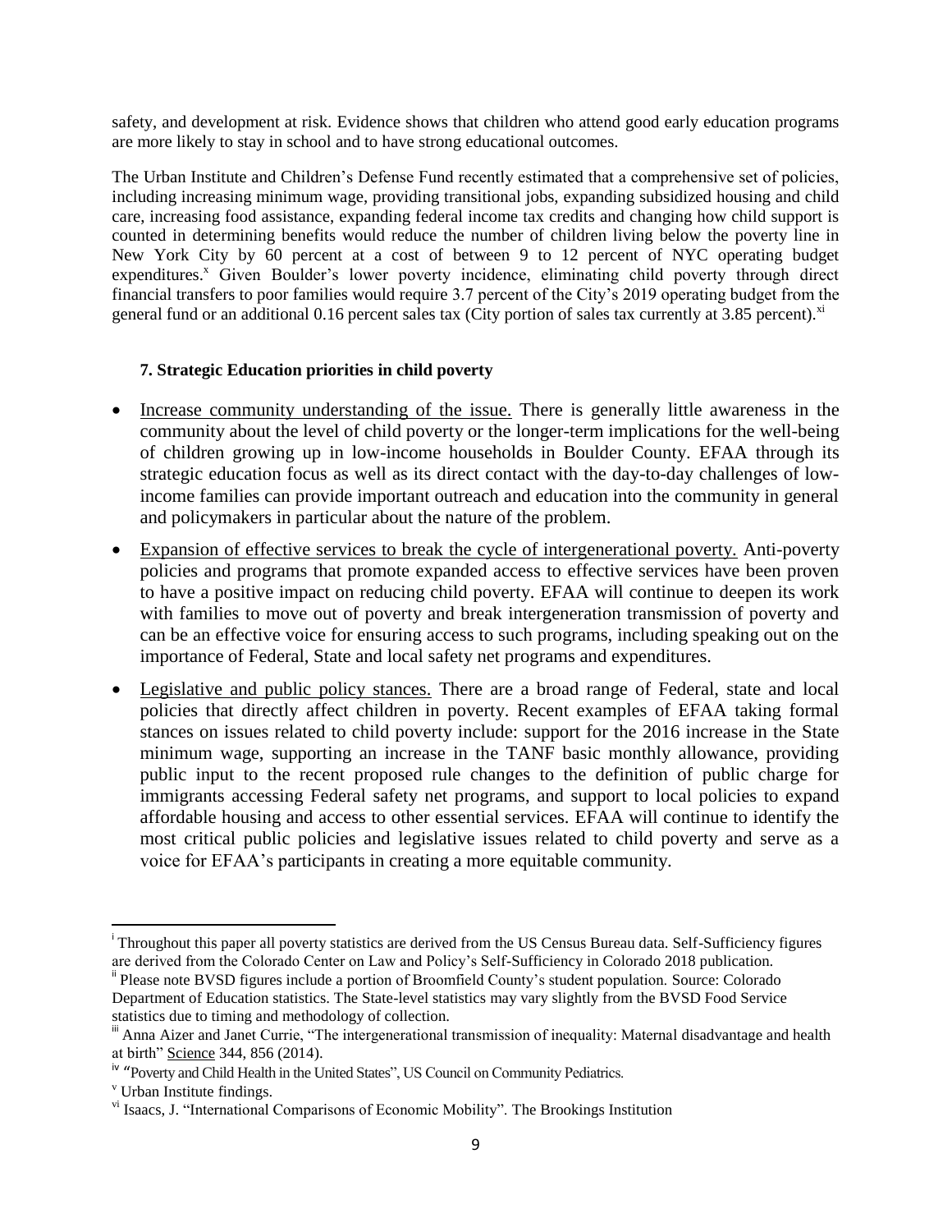safety, and development at risk. Evidence shows that children who attend good early education programs are more likely to stay in school and to have strong educational outcomes.

The Urban Institute and Children's Defense Fund recently estimated that a comprehensive set of policies, including increasing minimum wage, providing transitional jobs, expanding subsidized housing and child care, increasing food assistance, expanding federal income tax credits and changing how child support is counted in determining benefits would reduce the number of children living below the poverty line in New York City by 60 percent at a cost of between 9 to 12 percent of NYC operating budget expenditures.[x] Given Boulder's lower poverty incidence, eliminating child poverty through direct financial transfers to poor families would require 3.7 percent of the City's 2019 operating budget from the general fund or an additional 0.16 percent sales tax (City portion of sales tax currently at 3.85 percent).[xi]

### 7. Strategic Education priorities in child poverty

- Increase community understanding of the issue. There is generally little awareness in the community about the level of child poverty or the longer-term implications for the well-being of children growing up in low-income households in Boulder County. EFAA through its strategic education focus as well as its direct contact with the day-to-day challenges of low-income families can provide important outreach and education into the community in general and policymakers in particular about the nature of the problem.
- Expansion of effective services to break the cycle of intergenerational poverty. Anti-poverty policies and programs that promote expanded access to effective services have been proven to have a positive impact on reducing child poverty. EFAA will continue to deepen its work with families to move out of poverty and break intergeneration transmission of poverty and can be an effective voice for ensuring access to such programs, including speaking out on the importance of Federal, State and local safety net programs and expenditures.
- Legislative and public policy stances. There are a broad range of Federal, state and local policies that directly affect children in poverty. Recent examples of EFAA taking formal stances on issues related to child poverty include: support for the 2016 increase in the State minimum wage, supporting an increase in the TANF basic monthly allowance, providing public input to the recent proposed rule changes to the definition of public charge for immigrants accessing Federal safety net programs, and support to local policies to expand affordable housing and access to other essential services. EFAA will continue to identify the most critical public policies and legislative issues related to child poverty and serve as a voice for EFAA's participants in creating a more equitable community.

---

[i] Throughout this paper all poverty statistics are derived from the US Census Bureau data. Self-Sufficiency figures are derived from the Colorado Center on Law and Policy's Self-Sufficiency in Colorado 2018 publication.

[ii] Please note BVSD figures include a portion of Broomfield County's student population. Source: Colorado Department of Education statistics. The State-level statistics may vary slightly from the BVSD Food Service statistics due to timing and methodology of collection.

[iii] Anna Aizer and Janet Currie, "The intergenerational transmission of inequality: Maternal disadvantage and health at birth" Science 344, 856 (2014).

[iv] "Poverty and Child Health in the United States", US Council on Community Pediatrics.

[v] Urban Institute findings.

[vi] Isaacs, J. "International Comparisons of Economic Mobility". The Brookings Institution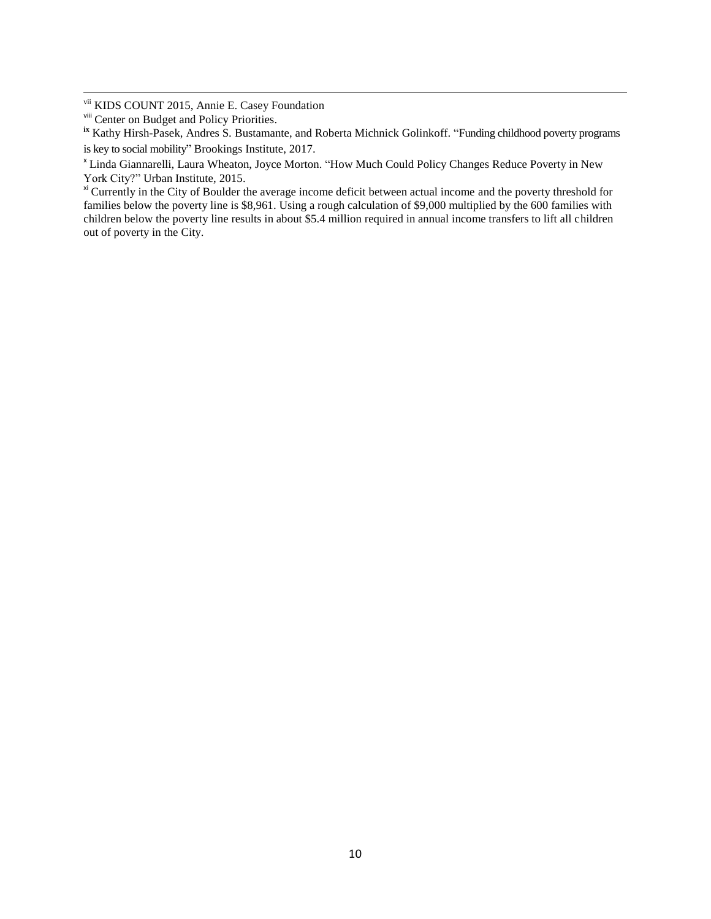[vii] KIDS COUNT 2015, Annie E. Casey Foundation

[viii] Center on Budget and Policy Priorities.

[ix] Kathy Hirsh-Pasek, Andres S. Bustamante, and Roberta Michnick Golinkoff. "Funding childhood poverty programs is key to social mobility" Brookings Institute, 2017.

[x] Linda Giannarelli, Laura Wheaton, Joyce Morton. "How Much Could Policy Changes Reduce Poverty in New York City?" Urban Institute, 2015.

[xi] Currently in the City of Boulder the average income deficit between actual income and the poverty threshold for families below the poverty line is $8,961. Using a rough calculation of $9,000 multiplied by the 600 families with children below the poverty line results in about $5.4 million required in annual income transfers to lift all children out of poverty in the City.